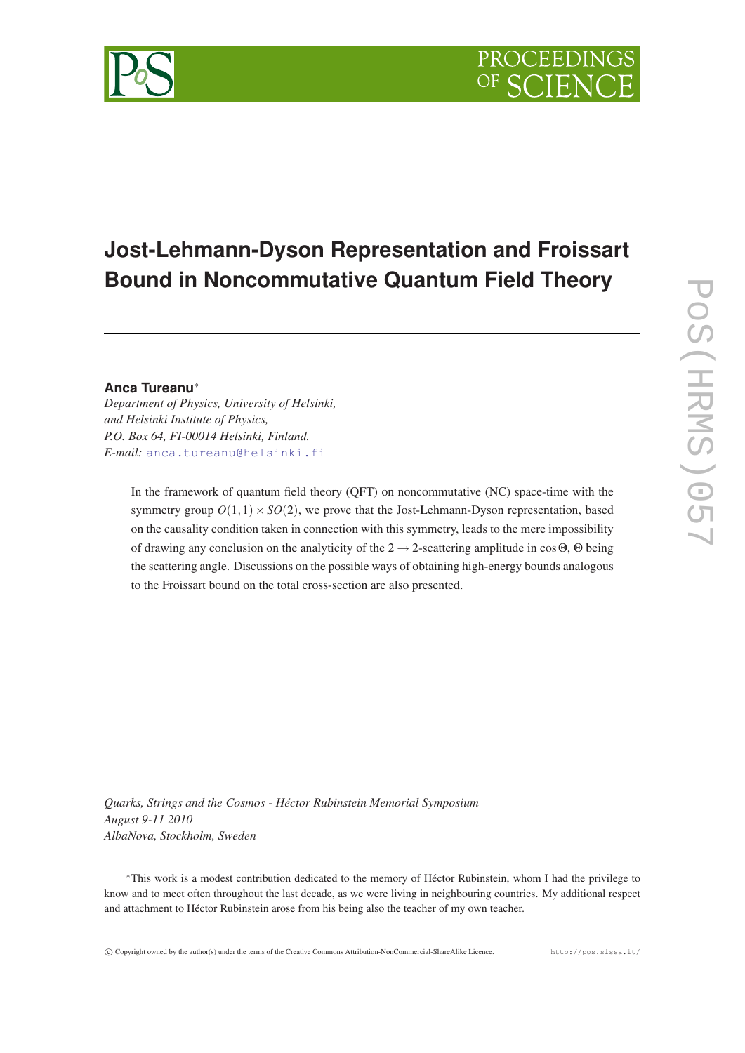# Jost-Lehmann-Dyson Representation and Froissart Bound in Noncommutative Quantum Field Theory

**Anca Tureanu**[*]

*Department of Physics, University of Helsinki, and Helsinki Institute of Physics, P.O. Box 64, FI-00014 Helsinki, Finland.*
*E-mail:* anca.tureanu@helsinki.fi

In the framework of quantum field theory (QFT) on noncommutative (NC) space-time with the symmetry group $O(1,1) \times SO(2)$, we prove that the Jost-Lehmann-Dyson representation, based on the causality condition taken in connection with this symmetry, leads to the mere impossibility of drawing any conclusion on the analyticity of the $2 \to 2$-scattering amplitude in $\cos\Theta$, $\Theta$ being the scattering angle. Discussions on the possible ways of obtaining high-energy bounds analogous to the Froissart bound on the total cross-section are also presented.

*Quarks, Strings and the Cosmos - Héctor Rubinstein Memorial Symposium*
*August 9-11 2010*
*AlbaNova, Stockholm, Sweden*

[*]This work is a modest contribution dedicated to the memory of Héctor Rubinstein, whom I had the privilege to know and to meet often throughout the last decade, as we were living in neighbouring countries. My additional respect and attachment to Héctor Rubinstein arose from his being also the teacher of my own teacher.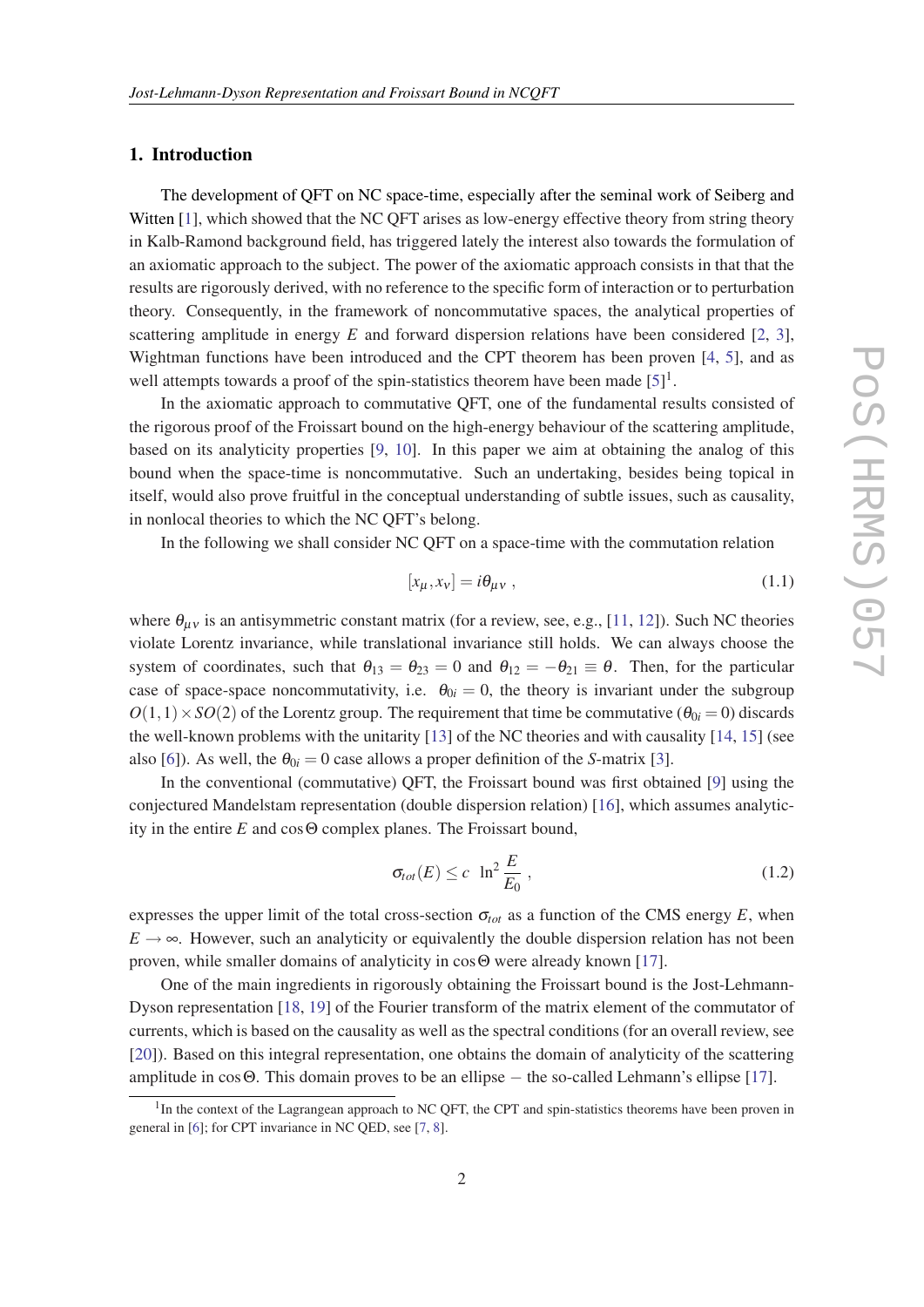## 1. Introduction

The development of QFT on NC space-time, especially after the seminal work of Seiberg and Witten [1], which showed that the NC QFT arises as low-energy effective theory from string theory in Kalb-Ramond background field, has triggered lately the interest also towards the formulation of an axiomatic approach to the subject. The power of the axiomatic approach consists in that that the results are rigorously derived, with no reference to the specific form of interaction or to perturbation theory. Consequently, in the framework of noncommutative spaces, the analytical properties of scattering amplitude in energy $E$ and forward dispersion relations have been considered [2, 3], Wightman functions have been introduced and the CPT theorem has been proven [4, 5], and as well attempts towards a proof of the spin-statistics theorem have been made [5][1].

In the axiomatic approach to commutative QFT, one of the fundamental results consisted of the rigorous proof of the Froissart bound on the high-energy behaviour of the scattering amplitude, based on its analyticity properties [9, 10]. In this paper we aim at obtaining the analog of this bound when the space-time is noncommutative. Such an undertaking, besides being topical in itself, would also prove fruitful in the conceptual understanding of subtle issues, such as causality, in nonlocal theories to which the NC QFT's belong.

In the following we shall consider NC QFT on a space-time with the commutation relation

$$[x_\mu, x_\nu] = i\theta_{\mu\nu} \ , \tag{1.1}$$

where $\theta_{\mu\nu}$ is an antisymmetric constant matrix (for a review, see, e.g., [11, 12]). Such NC theories violate Lorentz invariance, while translational invariance still holds. We can always choose the system of coordinates, such that $\theta_{13} = \theta_{23} = 0$ and $\theta_{12} = -\theta_{21} \equiv \theta$. Then, for the particular case of space-space noncommutativity, i.e. $\theta_{0i} = 0$, the theory is invariant under the subgroup $O(1,1) \times SO(2)$ of the Lorentz group. The requirement that time be commutative ($\theta_{0i} = 0$) discards the well-known problems with the unitarity [13] of the NC theories and with causality [14, 15] (see also [6]). As well, the $\theta_{0i} = 0$ case allows a proper definition of the $S$-matrix [3].

In the conventional (commutative) QFT, the Froissart bound was first obtained [9] using the conjectured Mandelstam representation (double dispersion relation) [16], which assumes analyticity in the entire $E$ and $\cos\Theta$ complex planes. The Froissart bound,

$$\sigma_{tot}(E) \leq c \ \ln^2 \frac{E}{E_0} \ , \tag{1.2}$$

expresses the upper limit of the total cross-section $\sigma_{tot}$ as a function of the CMS energy $E$, when $E \to \infty$. However, such an analyticity or equivalently the double dispersion relation has not been proven, while smaller domains of analyticity in $\cos\Theta$ were already known [17].

One of the main ingredients in rigorously obtaining the Froissart bound is the Jost-Lehmann-Dyson representation [18, 19] of the Fourier transform of the matrix element of the commutator of currents, which is based on the causality as well as the spectral conditions (for an overall review, see [20]). Based on this integral representation, one obtains the domain of analyticity of the scattering amplitude in $\cos\Theta$. This domain proves to be an ellipse – the so-called Lehmann's ellipse [17].

[1] In the context of the Lagrangean approach to NC QFT, the CPT and spin-statistics theorems have been proven in general in [6]; for CPT invariance in NC QED, see [7, 8].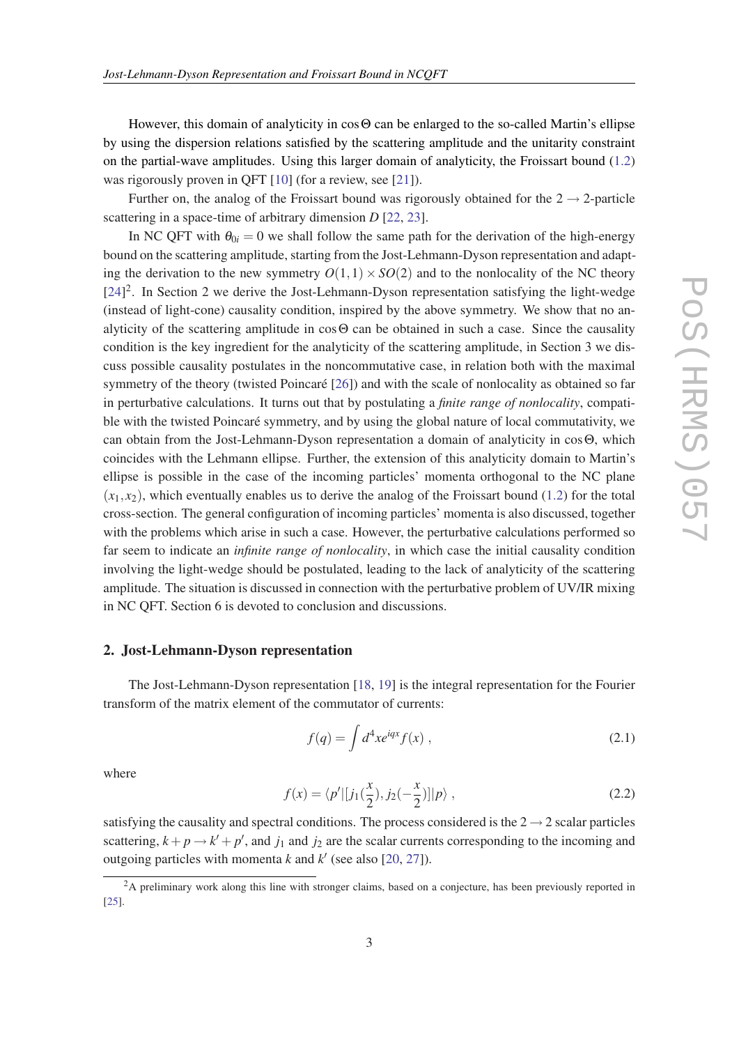However, this domain of analyticity in $\cos\Theta$ can be enlarged to the so-called Martin's ellipse by using the dispersion relations satisfied by the scattering amplitude and the unitarity constraint on the partial-wave amplitudes. Using this larger domain of analyticity, the Froissart bound (1.2) was rigorously proven in QFT [10] (for a review, see [21]).

Further on, the analog of the Froissart bound was rigorously obtained for the $2 \to 2$-particle scattering in a space-time of arbitrary dimension $D$ [22, 23].

In NC QFT with $\theta_{0i} = 0$ we shall follow the same path for the derivation of the high-energy bound on the scattering amplitude, starting from the Jost-Lehmann-Dyson representation and adapting the derivation to the new symmetry $O(1,1) \times SO(2)$ and to the nonlocality of the NC theory [24][2]. In Section 2 we derive the Jost-Lehmann-Dyson representation satisfying the light-wedge (instead of light-cone) causality condition, inspired by the above symmetry. We show that no analyticity of the scattering amplitude in $\cos\Theta$ can be obtained in such a case. Since the causality condition is the key ingredient for the analyticity of the scattering amplitude, in Section 3 we discuss possible causality postulates in the noncommutative case, in relation both with the maximal symmetry of the theory (twisted Poincaré [26]) and with the scale of nonlocality as obtained so far in perturbative calculations. It turns out that by postulating a *finite range of nonlocality*, compatible with the twisted Poincaré symmetry, and by using the global nature of local commutativity, we can obtain from the Jost-Lehmann-Dyson representation a domain of analyticity in $\cos\Theta$, which coincides with the Lehmann ellipse. Further, the extension of this analyticity domain to Martin's ellipse is possible in the case of the incoming particles' momenta orthogonal to the NC plane $(x_1, x_2)$, which eventually enables us to derive the analog of the Froissart bound (1.2) for the total cross-section. The general configuration of incoming particles' momenta is also discussed, together with the problems which arise in such a case. However, the perturbative calculations performed so far seem to indicate an *infinite range of nonlocality*, in which case the initial causality condition involving the light-wedge should be postulated, leading to the lack of analyticity of the scattering amplitude. The situation is discussed in connection with the perturbative problem of UV/IR mixing in NC QFT. Section 6 is devoted to conclusion and discussions.

## 2. Jost-Lehmann-Dyson representation

The Jost-Lehmann-Dyson representation [18, 19] is the integral representation for the Fourier transform of the matrix element of the commutator of currents:

$$f(q) = \int d^4x e^{iqx} f(x) \; , \tag{2.1}$$

where

$$f(x) = \langle p' | [j_1(\frac{x}{2}), j_2(-\frac{x}{2})] | p \rangle \; , \tag{2.2}$$

satisfying the causality and spectral conditions. The process considered is the $2 \to 2$ scalar particles scattering, $k + p \to k' + p'$, and $j_1$ and $j_2$ are the scalar currents corresponding to the incoming and outgoing particles with momenta $k$ and $k'$ (see also [20, 27]).

[2] A preliminary work along this line with stronger claims, based on a conjecture, has been previously reported in [25].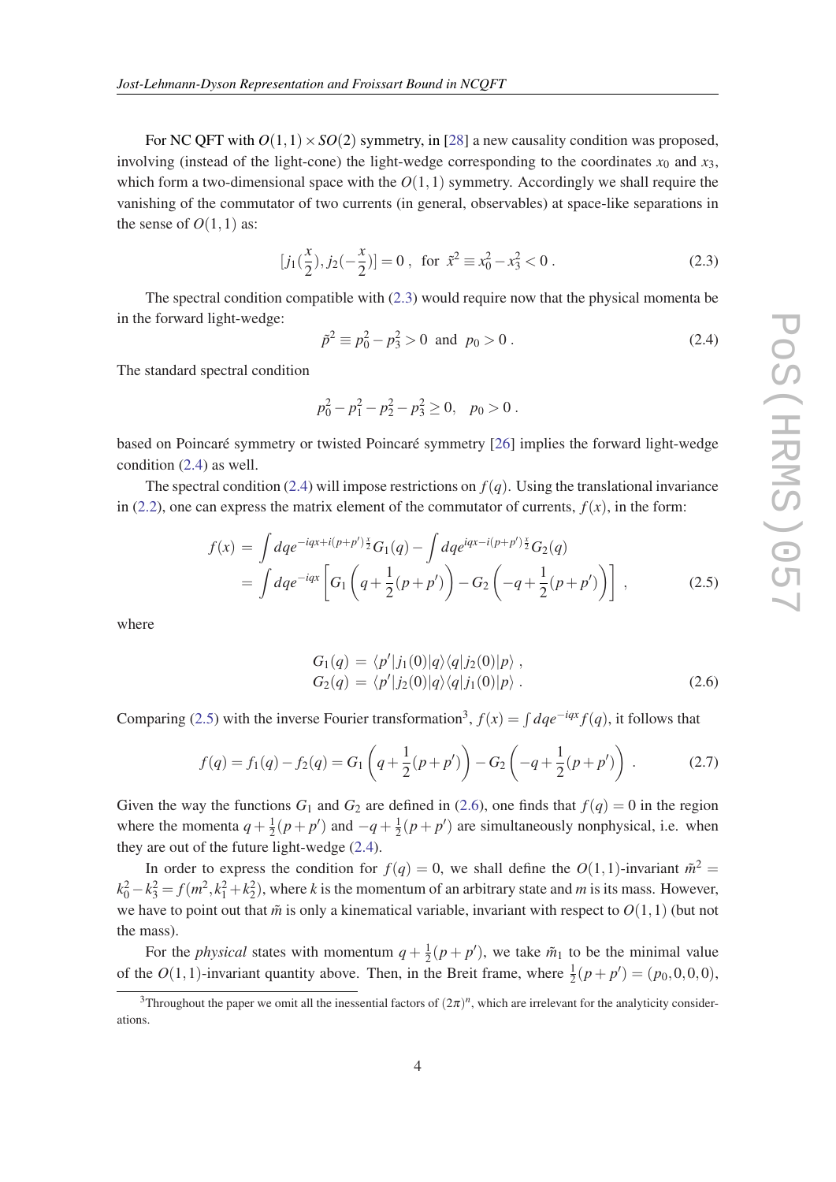For NC QFT with $O(1,1)\times SO(2)$ symmetry, in [28] a new causality condition was proposed, involving (instead of the light-cone) the light-wedge corresponding to the coordinates $x_0$ and $x_3$, which form a two-dimensional space with the $O(1,1)$ symmetry. Accordingly we shall require the vanishing of the commutator of two currents (in general, observables) at space-like separations in the sense of $O(1,1)$ as:

$$[j_1(\frac{x}{2}), j_2(-\frac{x}{2})] = 0\ , \ \text{ for } \tilde{x}^2 \equiv x_0^2 - x_3^2 < 0\ . \tag{2.3}$$

The spectral condition compatible with (2.3) would require now that the physical momenta be in the forward light-wedge:

$$\tilde{p}^2 \equiv p_0^2 - p_3^2 > 0 \ \text{ and } \ p_0 > 0\ . \tag{2.4}$$

The standard spectral condition

$$p_0^2 - p_1^2 - p_2^2 - p_3^2 \geq 0, \quad p_0 > 0\ .$$

based on Poincaré symmetry or twisted Poincaré symmetry [26] implies the forward light-wedge condition (2.4) as well.

The spectral condition (2.4) will impose restrictions on $f(q)$. Using the translational invariance in (2.2), one can express the matrix element of the commutator of currents, $f(x)$, in the form:

$$\begin{aligned} f(x) &= \int dq e^{-iqx+i(p+p')\frac{x}{2}} G_1(q) - \int dq e^{iqx-i(p+p')\frac{x}{2}} G_2(q) \\ &= \int dq e^{-iqx}\left[G_1\left(q+\frac{1}{2}(p+p')\right) - G_2\left(-q+\frac{1}{2}(p+p')\right)\right]\ , \end{aligned} \tag{2.5}$$

where

$$\begin{aligned} G_1(q) &= \langle p'|j_1(0)|q\rangle\langle q|j_2(0)|p\rangle\ , \\ G_2(q) &= \langle p'|j_2(0)|q\rangle\langle q|j_1(0)|p\rangle\ . \end{aligned} \tag{2.6}$$

Comparing (2.5) with the inverse Fourier transformation[3], $f(x) = \int dq e^{-iqx} f(q)$, it follows that

$$f(q) = f_1(q) - f_2(q) = G_1\left(q+\frac{1}{2}(p+p')\right) - G_2\left(-q+\frac{1}{2}(p+p')\right)\ . \tag{2.7}$$

Given the way the functions $G_1$ and $G_2$ are defined in (2.6), one finds that $f(q) = 0$ in the region where the momenta $q+\frac{1}{2}(p+p')$ and $-q+\frac{1}{2}(p+p')$ are simultaneously nonphysical, i.e. when they are out of the future light-wedge (2.4).

In order to express the condition for $f(q) = 0$, we shall define the $O(1,1)$-invariant $\tilde{m}^2 = k_0^2 - k_3^2 = f(m^2, k_1^2 + k_2^2)$, where $k$ is the momentum of an arbitrary state and $m$ is its mass. However, we have to point out that $\tilde{m}$ is only a kinematical variable, invariant with respect to $O(1,1)$ (but not the mass).

For the *physical* states with momentum $q+\frac{1}{2}(p+p')$, we take $\tilde{m}_1$ to be the minimal value of the $O(1,1)$-invariant quantity above. Then, in the Breit frame, where $\frac{1}{2}(p+p') = (p_0, 0, 0, 0)$,

[3] Throughout the paper we omit all the inessential factors of $(2\pi)^n$, which are irrelevant for the analyticity considerations.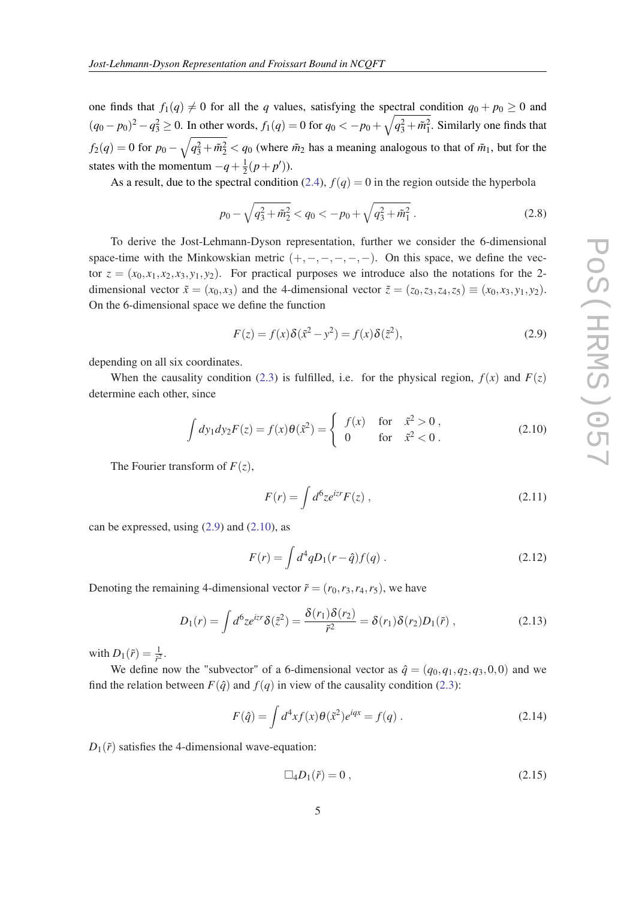one finds that $f_1(q) \neq 0$ for all the $q$ values, satisfying the spectral condition $q_0 + p_0 \geq 0$ and $(q_0 - p_0)^2 - q_3^2 \geq 0$. In other words, $f_1(q) = 0$ for $q_0 < -p_0 + \sqrt{q_3^2 + \tilde{m}_1^2}$. Similarly one finds that $f_2(q) = 0$ for $p_0 - \sqrt{q_3^2 + \tilde{m}_2^2} < q_0$ (where $\tilde{m}_2$ has a meaning analogous to that of $\tilde{m}_1$, but for the states with the momentum $-q + \frac{1}{2}(p + p')$).

As a result, due to the spectral condition (2.4), $f(q) = 0$ in the region outside the hyperbola

$$p_0 - \sqrt{q_3^2 + \tilde{m}_2^2} < q_0 < -p_0 + \sqrt{q_3^2 + \tilde{m}_1^2} \,. \tag{2.8}$$

To derive the Jost-Lehmann-Dyson representation, further we consider the 6-dimensional space-time with the Minkowskian metric $(+,-,-,-,-,-)$. On this space, we define the vector $z = (x_0, x_1, x_2, x_3, y_1, y_2)$. For practical purposes we introduce also the notations for the 2-dimensional vector $\tilde{x} = (x_0, x_3)$ and the 4-dimensional vector $\tilde{z} = (z_0, z_3, z_4, z_5) \equiv (x_0, x_3, y_1, y_2)$. On the 6-dimensional space we define the function

$$F(z) = f(x)\delta(\tilde{x}^2 - y^2) = f(x)\delta(\tilde{z}^2), \tag{2.9}$$

depending on all six coordinates.

When the causality condition (2.3) is fulfilled, i.e. for the physical region, $f(x)$ and $F(z)$ determine each other, since

$$\int dy_1 dy_2 F(z) = f(x)\theta(\tilde{x}^2) = \begin{cases} f(x) & \text{for} \quad \tilde{x}^2 > 0 \,, \\ 0 & \text{for} \quad \tilde{x}^2 < 0 \,. \end{cases} \tag{2.10}$$

The Fourier transform of $F(z)$,

$$F(r) = \int d^6 z e^{izr} F(z) \,, \tag{2.11}$$

can be expressed, using (2.9) and (2.10), as

$$F(r) = \int d^4 q D_1(r - \hat{q}) f(q) \,. \tag{2.12}$$

Denoting the remaining 4-dimensional vector $\tilde{r} = (r_0, r_3, r_4, r_5)$, we have

$$D_1(r) = \int d^6 z e^{izr} \delta(\tilde{z}^2) = \frac{\delta(r_1)\delta(r_2)}{\tilde{r}^2} = \delta(r_1)\delta(r_2) D_1(\tilde{r}) \,, \tag{2.13}$$

with $D_1(\tilde{r}) = \frac{1}{\tilde{r}^2}$.

We define now the "subvector" of a 6-dimensional vector as $\hat{q} = (q_0, q_1, q_2, q_3, 0, 0)$ and we find the relation between $F(\hat{q})$ and $f(q)$ in view of the causality condition (2.3):

$$F(\hat{q}) = \int d^4 x f(x)\theta(\tilde{x}^2) e^{iqx} = f(q) \,. \tag{2.14}$$

$D_1(\tilde{r})$ satisfies the 4-dimensional wave-equation:

$$\Box_4 D_1(\tilde{r}) = 0 \,, \tag{2.15}$$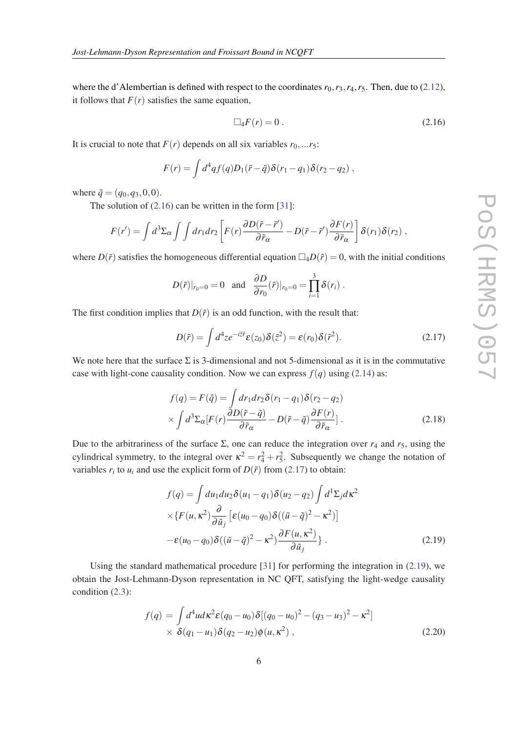where the d'Alembertian is defined with respect to the coordinates $r_0, r_3, r_4, r_5$. Then, due to (2.12), it follows that $F(r)$ satisfies the same equation,

$$\Box_4 F(r) = 0\,. \tag{2.16}$$

It is crucial to note that $F(r)$ depends on all six variables $r_0, ...r_5$:

$$F(r) = \int d^4q f(q) D_1(\tilde{r} - \tilde{q}) \delta(r_1 - q_1) \delta(r_2 - q_2)\,,$$

where $\tilde{q} = (q_0, q_3, 0, 0)$.

The solution of (2.16) can be written in the form [31]:

$$F(r') = \int d^3\Sigma_\alpha \int\int dr_1 dr_2 \left[ F(r) \frac{\partial D(\tilde{r} - \tilde{r}')}{\partial \tilde{r}_\alpha} - D(\tilde{r} - \tilde{r}') \frac{\partial F(r)}{\partial \tilde{r}_\alpha} \right] \delta(r_1) \delta(r_2)\,,$$

where $D(\tilde{r})$ satisfies the homogeneous differential equation $\Box_4 D(\tilde{r}) = 0$, with the initial conditions

$$D(\tilde{r})|_{r_0=0} = 0 \quad \text{and} \quad \frac{\partial D}{\partial r_0}(\tilde{r})|_{r_0=0} = \prod_{i=1}^{3} \delta(r_i)\,.$$

The first condition implies that $D(\tilde{r})$ is an odd function, with the result that:

$$D(\tilde{r}) = \int d^4 z e^{-i\tilde{z}\tilde{r}} \varepsilon(z_0) \delta(\tilde{z}^2) = \varepsilon(r_0) \delta(\tilde{r}^2). \tag{2.17}$$

We note here that the surface $\Sigma$ is 3-dimensional and not 5-dimensional as it is in the commutative case with light-cone causality condition. Now we can express $f(q)$ using (2.14) as:

$$\begin{aligned} f(q) = F(\hat{q}) &= \int dr_1 dr_2 \delta(r_1 - q_1) \delta(r_2 - q_2) \\ &\times \int d^3\Sigma_\alpha [F(r) \frac{\partial D(\tilde{r} - \tilde{q})}{\partial \tilde{r}_\alpha} - D(\tilde{r} - \tilde{q}) \frac{\partial F(r)}{\partial \tilde{r}_\alpha}]\,. \end{aligned} \tag{2.18}$$

Due to the arbitrariness of the surface $\Sigma$, one can reduce the integration over $r_4$ and $r_5$, using the cylindrical symmetry, to the integral over $\kappa^2 = r_4^2 + r_5^2$. Subsequently we change the notation of variables $r_i$ to $u_i$ and use the explicit form of $D(\tilde{r})$ from (2.17) to obtain:

$$\begin{aligned} f(q) &= \int du_1 du_2 \delta(u_1 - q_1) \delta(u_2 - q_2) \int d^1\Sigma_j d\kappa^2 \\ &\times \{ F(u, \kappa^2) \frac{\partial}{\partial \tilde{u}_j} \left[ \varepsilon(u_0 - q_0) \delta((\tilde{u} - \tilde{q})^2 - \kappa^2) \right] \\ &- \varepsilon(u_0 - q_0) \delta((\tilde{u} - \tilde{q})^2 - \kappa^2) \frac{\partial F(u, \kappa^2)}{\partial \tilde{u}_j} \}\,. \end{aligned} \tag{2.19}$$

Using the standard mathematical procedure [31] for performing the integration in (2.19), we obtain the Jost-Lehmann-Dyson representation in NC QFT, satisfying the light-wedge causality condition (2.3):

$$\begin{aligned} f(q) &= \int d^4 u d\kappa^2 \varepsilon(q_0 - u_0) \delta[(q_0 - u_0)^2 - (q_3 - u_3)^2 - \kappa^2] \\ &\times\; \delta(q_1 - u_1) \delta(q_2 - u_2) \phi(u, \kappa^2)\,, \end{aligned} \tag{2.20}$$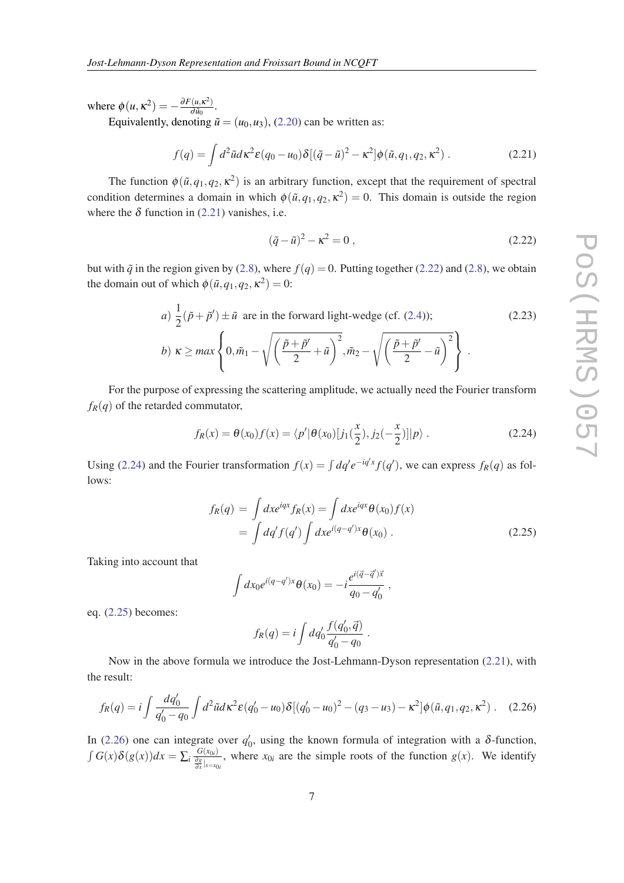where $\phi(u,\kappa^2) = -\frac{\partial F(u,\kappa^2)}{\partial \tilde{u}_0}$.

Equivalently, denoting $\tilde{u} = (u_0, u_3)$, (2.20) can be written as:

$$f(q) = \int d^2\tilde{u} d\kappa^2 \varepsilon(q_0 - u_0)\delta[(\tilde{q}-\tilde{u})^2 - \kappa^2]\phi(\tilde{u}, q_1, q_2, \kappa^2) \,. \tag{2.21}$$

The function $\phi(\tilde{u}, q_1, q_2, \kappa^2)$ is an arbitrary function, except that the requirement of spectral condition determines a domain in which $\phi(\tilde{u}, q_1, q_2, \kappa^2) = 0$. This domain is outside the region where the $\delta$ function in (2.21) vanishes, i.e.

$$(\tilde{q}-\tilde{u})^2 - \kappa^2 = 0 \,, \tag{2.22}$$

but with $\tilde{q}$ in the region given by (2.8), where $f(q) = 0$. Putting together (2.22) and (2.8), we obtain the domain out of which $\phi(\tilde{u}, q_1, q_2, \kappa^2) = 0$:

$$a)\ \frac{1}{2}(\tilde{p}+\tilde{p}') \pm \tilde{u} \ \text{ are in the forward light-wedge (cf. (2.4));} \tag{2.23}$$

$$b)\ \kappa \geq max\left\{0, \tilde{m}_1 - \sqrt{\left(\frac{\tilde{p}+\tilde{p}'}{2} + \tilde{u}\right)^2}, \tilde{m}_2 - \sqrt{\left(\frac{\tilde{p}+\tilde{p}'}{2} - \tilde{u}\right)^2}\right\} \,.$$

For the purpose of expressing the scattering amplitude, we actually need the Fourier transform $f_R(q)$ of the retarded commutator,

$$f_R(x) = \theta(x_0) f(x) = \langle p'|\theta(x_0)[j_1(\frac{x}{2}), j_2(-\frac{x}{2})]|p\rangle \,. \tag{2.24}$$

Using (2.24) and the Fourier transformation $f(x) = \int dq' e^{-iq'x} f(q')$, we can express $f_R(q)$ as follows:

$$\begin{aligned} f_R(q) &= \int dx e^{iqx} f_R(x) = \int dx e^{iqx}\theta(x_0) f(x) \\ &= \int dq' f(q') \int dx e^{i(q-q')x}\theta(x_0) \,. \end{aligned} \tag{2.25}$$

Taking into account that

$$\int dx_0 e^{i(q-q')x}\theta(x_0) = -i\frac{e^{i(\vec{q}-\vec{q}')\vec{x}}}{q_0 - q_0'} \,,$$

eq. (2.25) becomes:

$$f_R(q) = i\int dq_0' \frac{f(q_0', \vec{q})}{q_0' - q_0} \,.$$

Now in the above formula we introduce the Jost-Lehmann-Dyson representation (2.21), with the result:

$$f_R(q) = i\int \frac{dq_0'}{q_0' - q_0} \int d^2\tilde{u} d\kappa^2 \varepsilon(q_0' - u_0)\delta[(q_0' - u_0)^2 - (q_3 - u_3) - \kappa^2]\phi(\tilde{u}, q_1, q_2, \kappa^2) \,. \tag{2.26}$$

In (2.26) one can integrate over $q_0'$, using the known formula of integration with a $\delta$-function, $\int G(x)\delta(g(x))dx = \sum_i \frac{G(x_{0i})}{\frac{\partial g}{\partial x}|_{x=x_{0i}}}$, where $x_{0i}$ are the simple roots of the function $g(x)$. We identify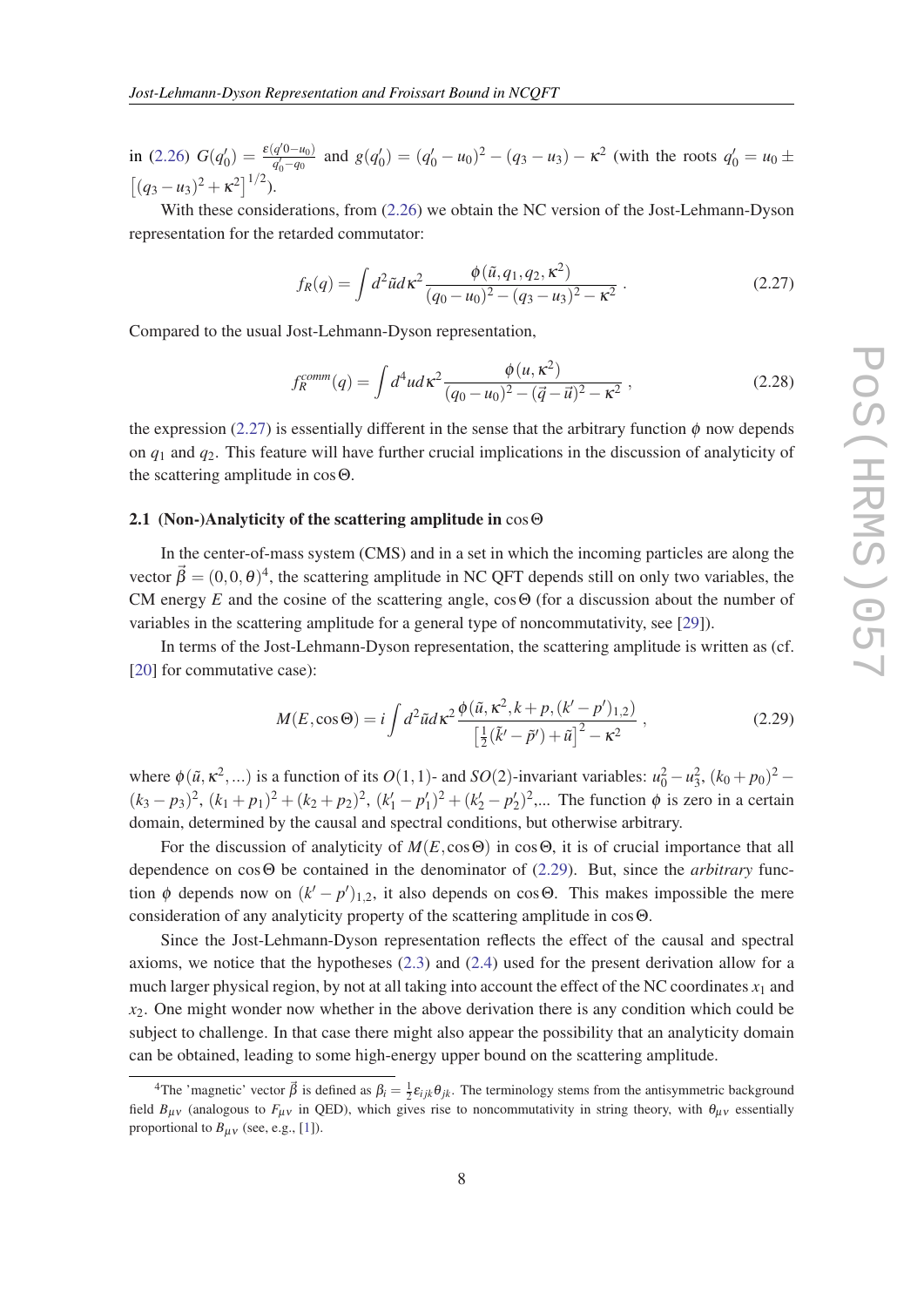in (2.26) $G(q'_0) = \frac{\varepsilon(q'0-u_0)}{q'_0-q_0}$ and $g(q'_0) = (q'_0-u_0)^2-(q_3-u_3)-\kappa^2$ (with the roots $q'_0 = u_0 \pm \left[(q_3-u_3)^2+\kappa^2\right]^{1/2}$).

With these considerations, from (2.26) we obtain the NC version of the Jost-Lehmann-Dyson representation for the retarded commutator:

$$f_R(q) = \int d^2\tilde{u}d\kappa^2 \frac{\phi(\tilde{u},q_1,q_2,\kappa^2)}{(q_0-u_0)^2-(q_3-u_3)^2-\kappa^2} \,. \tag{2.27}$$

Compared to the usual Jost-Lehmann-Dyson representation,

$$f_R^{comm}(q) = \int d^4u d\kappa^2 \frac{\phi(u,\kappa^2)}{(q_0-u_0)^2-(\vec{q}-\vec{u})^2-\kappa^2} \,, \tag{2.28}$$

the expression (2.27) is essentially different in the sense that the arbitrary function $\phi$ now depends on $q_1$ and $q_2$. This feature will have further crucial implications in the discussion of analyticity of the scattering amplitude in $\cos\Theta$.

### 2.1 (Non-)Analyticity of the scattering amplitude in $\cos\Theta$

In the center-of-mass system (CMS) and in a set in which the incoming particles are along the vector $\vec{\beta} = (0,0,\theta)$[4], the scattering amplitude in NC QFT depends still on only two variables, the CM energy $E$ and the cosine of the scattering angle, $\cos\Theta$ (for a discussion about the number of variables in the scattering amplitude for a general type of noncommutativity, see [29]).

In terms of the Jost-Lehmann-Dyson representation, the scattering amplitude is written as (cf. [20] for commutative case):

$$M(E,\cos\Theta) = i\int d^2\tilde{u}d\kappa^2 \frac{\phi(\tilde{u},\kappa^2,k+p,(k'-p')_{1,2})}{\left[\frac{1}{2}(\tilde{k}'-\tilde{p}')+\tilde{u}\right]^2-\kappa^2} \,, \tag{2.29}$$

where $\phi(\tilde{u},\kappa^2,...)$ is a function of its $O(1,1)$- and $SO(2)$-invariant variables: $u_0^2-u_3^2$, $(k_0+p_0)^2-(k_3-p_3)^2$, $(k_1+p_1)^2+(k_2+p_2)^2$, $(k'_1-p'_1)^2+(k'_2-p'_2)^2$,... The function $\phi$ is zero in a certain domain, determined by the causal and spectral conditions, but otherwise arbitrary.

For the discussion of analyticity of $M(E,\cos\Theta)$ in $\cos\Theta$, it is of crucial importance that all dependence on $\cos\Theta$ be contained in the denominator of (2.29). But, since the *arbitrary* function $\phi$ depends now on $(k'-p')_{1,2}$, it also depends on $\cos\Theta$. This makes impossible the mere consideration of any analyticity property of the scattering amplitude in $\cos\Theta$.

Since the Jost-Lehmann-Dyson representation reflects the effect of the causal and spectral axioms, we notice that the hypotheses (2.3) and (2.4) used for the present derivation allow for a much larger physical region, by not at all taking into account the effect of the NC coordinates $x_1$ and $x_2$. One might wonder now whether in the above derivation there is any condition which could be subject to challenge. In that case there might also appear the possibility that an analyticity domain can be obtained, leading to some high-energy upper bound on the scattering amplitude.

---

[4] The 'magnetic' vector $\vec{\beta}$ is defined as $\beta_i = \frac{1}{2}\varepsilon_{ijk}\theta_{jk}$. The terminology stems from the antisymmetric background field $B_{\mu\nu}$ (analogous to $F_{\mu\nu}$ in QED), which gives rise to noncommutativity in string theory, with $\theta_{\mu\nu}$ essentially proportional to $B_{\mu\nu}$ (see, e.g., [1]).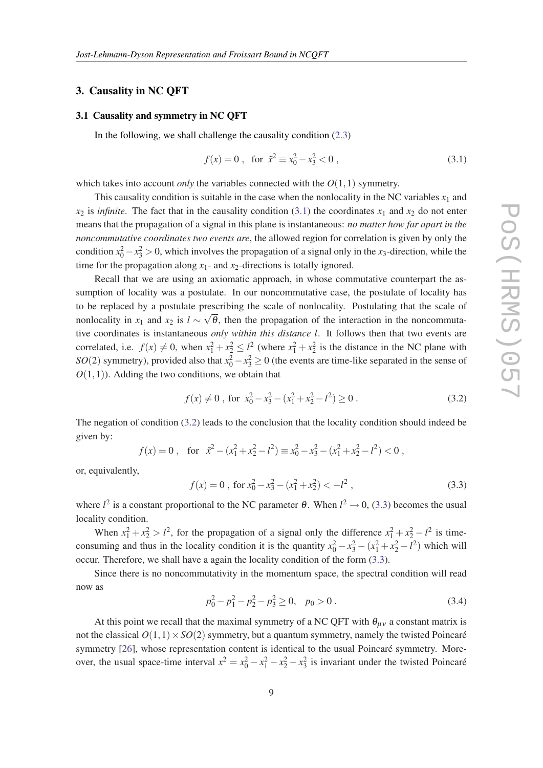## 3. Causality in NC QFT

### 3.1 Causality and symmetry in NC QFT

In the following, we shall challenge the causality condition (2.3)

$$f(x) = 0\ ,\quad \text{for}\ \ \tilde{x}^2 \equiv x_0^2 - x_3^2 < 0\ , \tag{3.1}$$

which takes into account *only* the variables connected with the $O(1,1)$ symmetry.

This causality condition is suitable in the case when the nonlocality in the NC variables $x_1$ and $x_2$ is *infinite*. The fact that in the causality condition (3.1) the coordinates $x_1$ and $x_2$ do not enter means that the propagation of a signal in this plane is instantaneous: *no matter how far apart in the noncommutative coordinates two events are*, the allowed region for correlation is given by only the condition $x_0^2 - x_3^2 > 0$, which involves the propagation of a signal only in the $x_3$-direction, while the time for the propagation along $x_1$- and $x_2$-directions is totally ignored.

Recall that we are using an axiomatic approach, in whose commutative counterpart the assumption of locality was a postulate. In our noncommutative case, the postulate of locality has to be replaced by a postulate prescribing the scale of nonlocality. Postulating that the scale of nonlocality in $x_1$ and $x_2$ is $l \sim \sqrt{\theta}$, then the propagation of the interaction in the noncommutative coordinates is instantaneous *only within this distance* $l$. It follows then that two events are correlated, i.e. $f(x) \neq 0$, when $x_1^2 + x_2^2 \leq l^2$ (where $x_1^2 + x_2^2$ is the distance in the NC plane with $SO(2)$ symmetry), provided also that $x_0^2 - x_3^2 \geq 0$ (the events are time-like separated in the sense of $O(1,1)$). Adding the two conditions, we obtain that

$$f(x) \neq 0\ ,\ \text{for}\ \ x_0^2 - x_3^2 - (x_1^2 + x_2^2 - l^2) \geq 0\ . \tag{3.2}$$

The negation of condition (3.2) leads to the conclusion that the locality condition should indeed be given by:

$$f(x) = 0\ ,\quad \text{for}\quad \tilde{x}^2 - (x_1^2 + x_2^2 - l^2) \equiv x_0^2 - x_3^2 - (x_1^2 + x_2^2 - l^2) < 0\ ,$$

or, equivalently,

$$f(x) = 0\ ,\ \text{for}\ x_0^2 - x_3^2 - (x_1^2 + x_2^2) < -l^2\ , \tag{3.3}$$

where $l^2$ is a constant proportional to the NC parameter $\theta$. When $l^2 \to 0$, (3.3) becomes the usual locality condition.

When $x_1^2 + x_2^2 > l^2$, for the propagation of a signal only the difference $x_1^2 + x_2^2 - l^2$ is time-consuming and thus in the locality condition it is the quantity $x_0^2 - x_3^2 - (x_1^2 + x_2^2 - l^2)$ which will occur. Therefore, we shall have a again the locality condition of the form (3.3).

Since there is no noncommutativity in the momentum space, the spectral condition will read now as

$$p_0^2 - p_1^2 - p_2^2 - p_3^2 \geq 0,\quad p_0 > 0\ . \tag{3.4}$$

At this point we recall that the maximal symmetry of a NC QFT with $\theta_{\mu\nu}$ a constant matrix is not the classical $O(1,1) \times SO(2)$ symmetry, but a quantum symmetry, namely the twisted Poincaré symmetry [26], whose representation content is identical to the usual Poincaré symmetry. Moreover, the usual space-time interval $x^2 = x_0^2 - x_1^2 - x_2^2 - x_3^2$ is invariant under the twisted Poincaré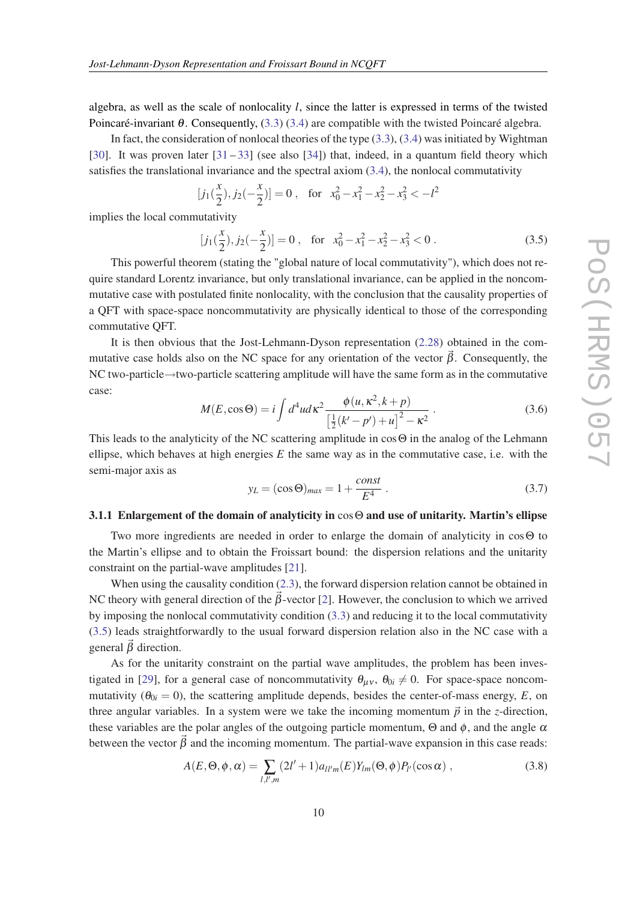algebra, as well as the scale of nonlocality $l$, since the latter is expressed in terms of the twisted Poincaré-invariant $\theta$. Consequently, (3.3) (3.4) are compatible with the twisted Poincaré algebra.

In fact, the consideration of nonlocal theories of the type (3.3), (3.4) was initiated by Wightman [30]. It was proven later [31 – 33] (see also [34]) that, indeed, in a quantum field theory which satisfies the translational invariance and the spectral axiom (3.4), the nonlocal commutativity

$$[j_1(\frac{x}{2}), j_2(-\frac{x}{2})] = 0 \ , \quad \text{for} \quad x_0^2 - x_1^2 - x_2^2 - x_3^2 < -l^2$$

implies the local commutativity

$$[j_1(\frac{x}{2}), j_2(-\frac{x}{2})] = 0 \ , \quad \text{for} \quad x_0^2 - x_1^2 - x_2^2 - x_3^2 < 0 \ . \tag{3.5}$$

This powerful theorem (stating the "global nature of local commutativity"), which does not require standard Lorentz invariance, but only translational invariance, can be applied in the noncommutative case with postulated finite nonlocality, with the conclusion that the causality properties of a QFT with space-space noncommutativity are physically identical to those of the corresponding commutative QFT.

It is then obvious that the Jost-Lehmann-Dyson representation (2.28) obtained in the commutative case holds also on the NC space for any orientation of the vector $\vec{\beta}$. Consequently, the NC two-particle→two-particle scattering amplitude will have the same form as in the commutative case:

$$M(E, \cos\Theta) = i \int d^4 u d\kappa^2 \frac{\phi(u, \kappa^2, k+p)}{\left[\frac{1}{2}(k'-p') + u\right]^2 - \kappa^2} \ . \tag{3.6}$$

This leads to the analyticity of the NC scattering amplitude in $\cos\Theta$ in the analog of the Lehmann ellipse, which behaves at high energies $E$ the same way as in the commutative case, i.e. with the semi-major axis as

$$y_L = (\cos\Theta)_{max} = 1 + \frac{const}{E^4} \ . \tag{3.7}$$

#### 3.1.1 Enlargement of the domain of analyticity in $\cos\Theta$ and use of unitarity. Martin's ellipse

Two more ingredients are needed in order to enlarge the domain of analyticity in $\cos\Theta$ to the Martin's ellipse and to obtain the Froissart bound: the dispersion relations and the unitarity constraint on the partial-wave amplitudes [21].

When using the causality condition (2.3), the forward dispersion relation cannot be obtained in NC theory with general direction of the $\vec{\beta}$-vector [2]. However, the conclusion to which we arrived by imposing the nonlocal commutativity condition (3.3) and reducing it to the local commutativity (3.5) leads straightforwardly to the usual forward dispersion relation also in the NC case with a general $\vec{\beta}$ direction.

As for the unitarity constraint on the partial wave amplitudes, the problem has been investigated in [29], for a general case of noncommutativity $\theta_{\mu\nu}$, $\theta_{0i} \neq 0$. For space-space noncommutativity ($\theta_{0i} = 0$), the scattering amplitude depends, besides the center-of-mass energy, $E$, on three angular variables. In a system were we take the incoming momentum $\vec{p}$ in the $z$-direction, these variables are the polar angles of the outgoing particle momentum, $\Theta$ and $\phi$, and the angle $\alpha$ between the vector $\vec{\beta}$ and the incoming momentum. The partial-wave expansion in this case reads:

$$A(E, \Theta, \phi, \alpha) = \sum_{l,l',m} (2l'+1) a_{ll'm}(E) Y_{lm}(\Theta, \phi) P_{l'}(\cos\alpha) \ , \tag{3.8}$$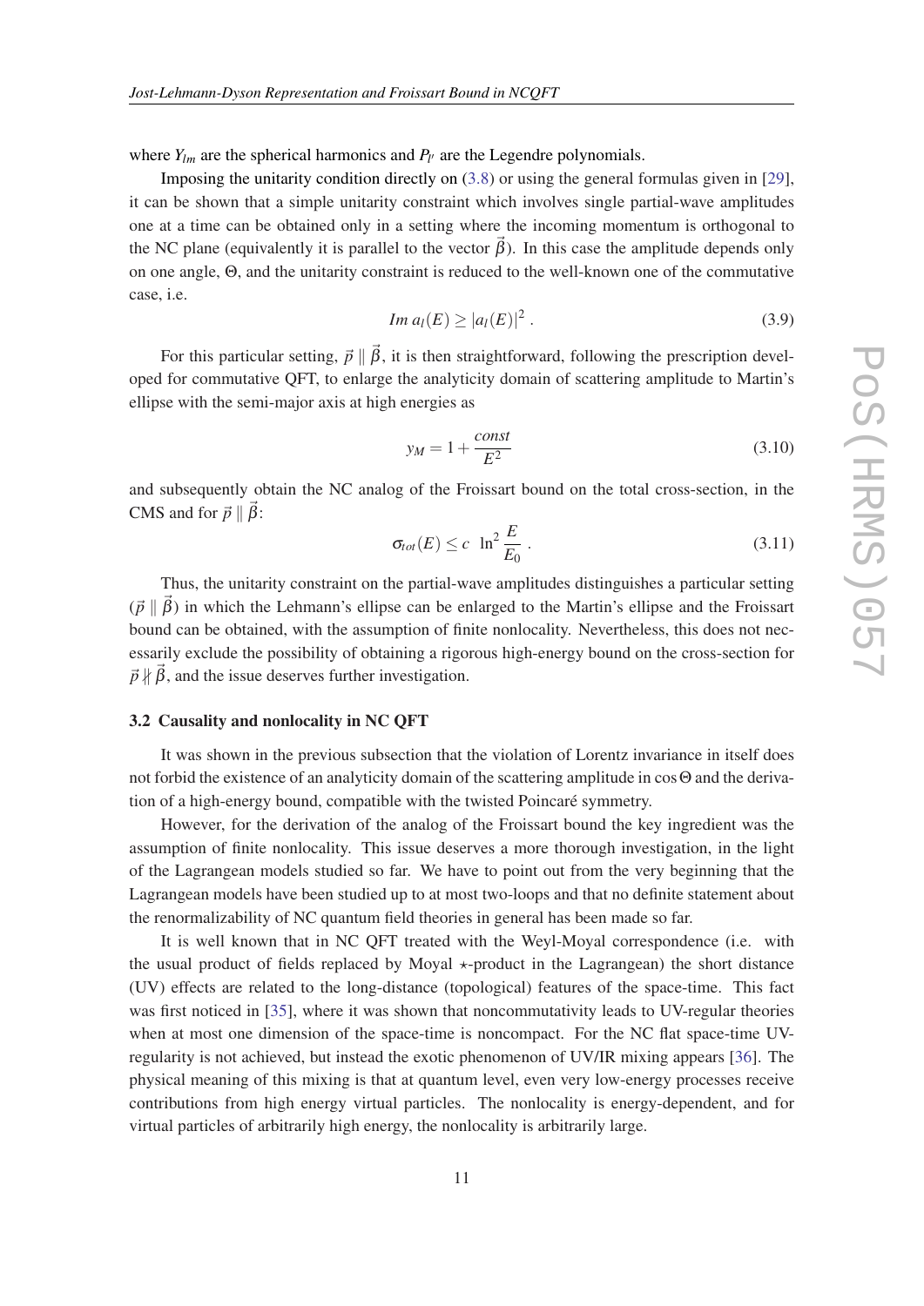where $Y_{lm}$ are the spherical harmonics and $P_{l'}$ are the Legendre polynomials.

Imposing the unitarity condition directly on (3.8) or using the general formulas given in [29], it can be shown that a simple unitarity constraint which involves single partial-wave amplitudes one at a time can be obtained only in a setting where the incoming momentum is orthogonal to the NC plane (equivalently it is parallel to the vector $\vec{\beta}$). In this case the amplitude depends only on one angle, $\Theta$, and the unitarity constraint is reduced to the well-known one of the commutative case, i.e.

$$Im\ a_l(E) \geq |a_l(E)|^2 \,. \tag{3.9}$$

For this particular setting, $\vec{p} \parallel \vec{\beta}$, it is then straightforward, following the prescription developed for commutative QFT, to enlarge the analyticity domain of scattering amplitude to Martin's ellipse with the semi-major axis at high energies as

$$y_M = 1 + \frac{const}{E^2} \tag{3.10}$$

and subsequently obtain the NC analog of the Froissart bound on the total cross-section, in the CMS and for $\vec{p} \parallel \vec{\beta}$:

$$\sigma_{tot}(E) \leq c \;\; \ln^2 \frac{E}{E_0} \,. \tag{3.11}$$

Thus, the unitarity constraint on the partial-wave amplitudes distinguishes a particular setting ($\vec{p} \parallel \vec{\beta}$) in which the Lehmann's ellipse can be enlarged to the Martin's ellipse and the Froissart bound can be obtained, with the assumption of finite nonlocality. Nevertheless, this does not necessarily exclude the possibility of obtaining a rigorous high-energy bound on the cross-section for $\vec{p} \nparallel \vec{\beta}$, and the issue deserves further investigation.

### 3.2 Causality and nonlocality in NC QFT

It was shown in the previous subsection that the violation of Lorentz invariance in itself does not forbid the existence of an analyticity domain of the scattering amplitude in $\cos\Theta$ and the derivation of a high-energy bound, compatible with the twisted Poincaré symmetry.

However, for the derivation of the analog of the Froissart bound the key ingredient was the assumption of finite nonlocality. This issue deserves a more thorough investigation, in the light of the Lagrangean models studied so far. We have to point out from the very beginning that the Lagrangean models have been studied up to at most two-loops and that no definite statement about the renormalizability of NC quantum field theories in general has been made so far.

It is well known that in NC QFT treated with the Weyl-Moyal correspondence (i.e. with the usual product of fields replaced by Moyal $\star$-product in the Lagrangean) the short distance (UV) effects are related to the long-distance (topological) features of the space-time. This fact was first noticed in [35], where it was shown that noncommutativity leads to UV-regular theories when at most one dimension of the space-time is noncompact. For the NC flat space-time UV-regularity is not achieved, but instead the exotic phenomenon of UV/IR mixing appears [36]. The physical meaning of this mixing is that at quantum level, even very low-energy processes receive contributions from high energy virtual particles. The nonlocality is energy-dependent, and for virtual particles of arbitrarily high energy, the nonlocality is arbitrarily large.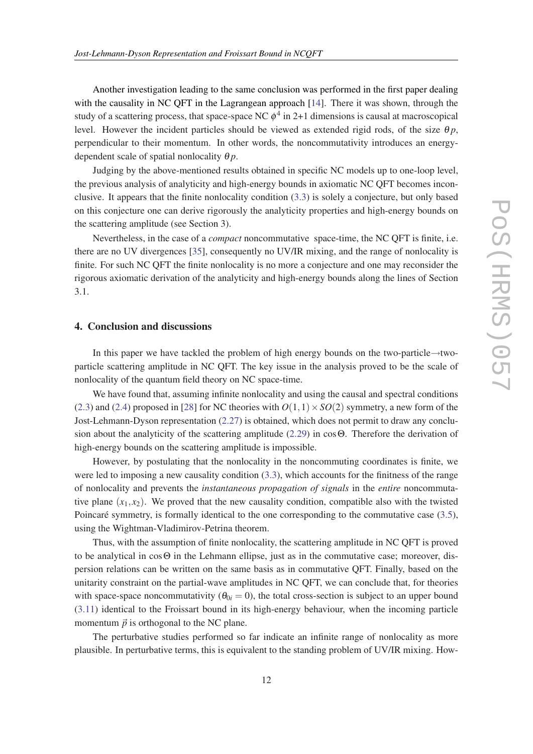Another investigation leading to the same conclusion was performed in the first paper dealing with the causality in NC QFT in the Lagrangean approach [14]. There it was shown, through the study of a scattering process, that space-space NC $\phi^4$ in 2+1 dimensions is causal at macroscopical level. However the incident particles should be viewed as extended rigid rods, of the size $\theta p$, perpendicular to their momentum. In other words, the noncommutativity introduces an energy-dependent scale of spatial nonlocality $\theta p$.

Judging by the above-mentioned results obtained in specific NC models up to one-loop level, the previous analysis of analyticity and high-energy bounds in axiomatic NC QFT becomes inconclusive. It appears that the finite nonlocality condition (3.3) is solely a conjecture, but only based on this conjecture one can derive rigorously the analyticity properties and high-energy bounds on the scattering amplitude (see Section 3).

Nevertheless, in the case of a *compact* noncommutative space-time, the NC QFT is finite, i.e. there are no UV divergences [35], consequently no UV/IR mixing, and the range of nonlocality is finite. For such NC QFT the finite nonlocality is no more a conjecture and one may reconsider the rigorous axiomatic derivation of the analyticity and high-energy bounds along the lines of Section 3.1.

## 4. Conclusion and discussions

In this paper we have tackled the problem of high energy bounds on the two-particle→two-particle scattering amplitude in NC QFT. The key issue in the analysis proved to be the scale of nonlocality of the quantum field theory on NC space-time.

We have found that, assuming infinite nonlocality and using the causal and spectral conditions (2.3) and (2.4) proposed in [28] for NC theories with $O(1,1)\times SO(2)$ symmetry, a new form of the Jost-Lehmann-Dyson representation (2.27) is obtained, which does not permit to draw any conclusion about the analyticity of the scattering amplitude (2.29) in $\cos\Theta$. Therefore the derivation of high-energy bounds on the scattering amplitude is impossible.

However, by postulating that the nonlocality in the noncommuting coordinates is finite, we were led to imposing a new causality condition (3.3), which accounts for the finitness of the range of nonlocality and prevents the *instantaneous propagation of signals* in the *entire* noncommutative plane $(x_1,x_2)$. We proved that the new causality condition, compatible also with the twisted Poincaré symmetry, is formally identical to the one corresponding to the commutative case (3.5), using the Wightman-Vladimirov-Petrina theorem.

Thus, with the assumption of finite nonlocality, the scattering amplitude in NC QFT is proved to be analytical in $\cos\Theta$ in the Lehmann ellipse, just as in the commutative case; moreover, dispersion relations can be written on the same basis as in commutative QFT. Finally, based on the unitarity constraint on the partial-wave amplitudes in NC QFT, we can conclude that, for theories with space-space noncommutativity ($\theta_{0i}=0$), the total cross-section is subject to an upper bound (3.11) identical to the Froissart bound in its high-energy behaviour, when the incoming particle momentum $\vec{p}$ is orthogonal to the NC plane.

The perturbative studies performed so far indicate an infinite range of nonlocality as more plausible. In perturbative terms, this is equivalent to the standing problem of UV/IR mixing. How-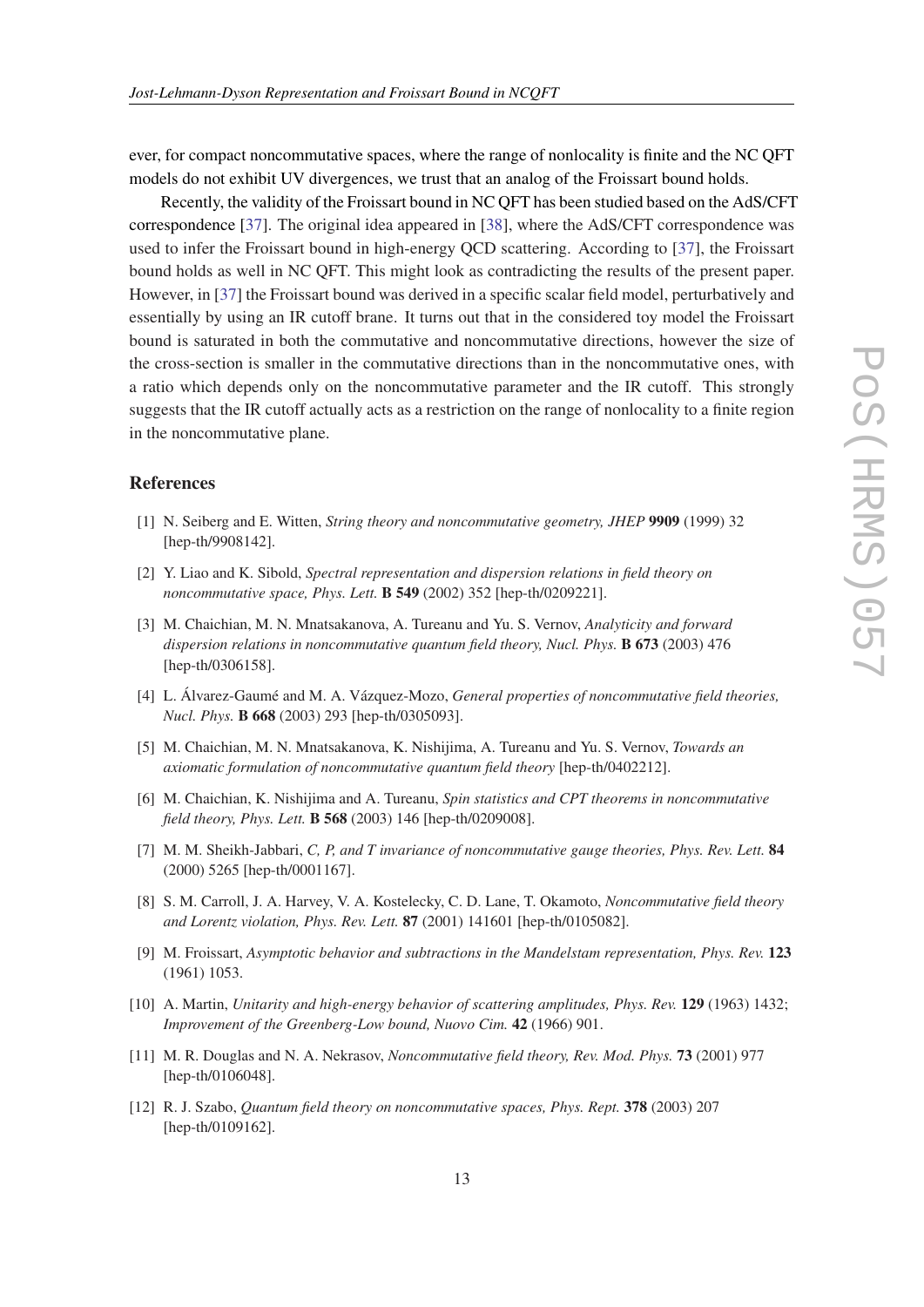ever, for compact noncommutative spaces, where the range of nonlocality is finite and the NC QFT models do not exhibit UV divergences, we trust that an analog of the Froissart bound holds.

Recently, the validity of the Froissart bound in NC QFT has been studied based on the AdS/CFT correspondence [37]. The original idea appeared in [38], where the AdS/CFT correspondence was used to infer the Froissart bound in high-energy QCD scattering. According to [37], the Froissart bound holds as well in NC QFT. This might look as contradicting the results of the present paper. However, in [37] the Froissart bound was derived in a specific scalar field model, perturbatively and essentially by using an IR cutoff brane. It turns out that in the considered toy model the Froissart bound is saturated in both the commutative and noncommutative directions, however the size of the cross-section is smaller in the commutative directions than in the noncommutative ones, with a ratio which depends only on the noncommutative parameter and the IR cutoff. This strongly suggests that the IR cutoff actually acts as a restriction on the range of nonlocality to a finite region in the noncommutative plane.

## References

[1] N. Seiberg and E. Witten, *String theory and noncommutative geometry, JHEP* **9909** (1999) 32 [hep-th/9908142].

[2] Y. Liao and K. Sibold, *Spectral representation and dispersion relations in field theory on noncommutative space, Phys. Lett.* **B 549** (2002) 352 [hep-th/0209221].

[3] M. Chaichian, M. N. Mnatsakanova, A. Tureanu and Yu. S. Vernov, *Analyticity and forward dispersion relations in noncommutative quantum field theory, Nucl. Phys.* **B 673** (2003) 476 [hep-th/0306158].

[4] L. Álvarez-Gaumé and M. A. Vázquez-Mozo, *General properties of noncommutative field theories, Nucl. Phys.* **B 668** (2003) 293 [hep-th/0305093].

[5] M. Chaichian, M. N. Mnatsakanova, K. Nishijima, A. Tureanu and Yu. S. Vernov, *Towards an axiomatic formulation of noncommutative quantum field theory* [hep-th/0402212].

[6] M. Chaichian, K. Nishijima and A. Tureanu, *Spin statistics and CPT theorems in noncommutative field theory, Phys. Lett.* **B 568** (2003) 146 [hep-th/0209008].

[7] M. M. Sheikh-Jabbari, *C, P, and T invariance of noncommutative gauge theories, Phys. Rev. Lett.* **84** (2000) 5265 [hep-th/0001167].

[8] S. M. Carroll, J. A. Harvey, V. A. Kostelecky, C. D. Lane, T. Okamoto, *Noncommutative field theory and Lorentz violation, Phys. Rev. Lett.* **87** (2001) 141601 [hep-th/0105082].

[9] M. Froissart, *Asymptotic behavior and subtractions in the Mandelstam representation, Phys. Rev.* **123** (1961) 1053.

[10] A. Martin, *Unitarity and high-energy behavior of scattering amplitudes, Phys. Rev.* **129** (1963) 1432; *Improvement of the Greenberg-Low bound, Nuovo Cim.* **42** (1966) 901.

[11] M. R. Douglas and N. A. Nekrasov, *Noncommutative field theory, Rev. Mod. Phys.* **73** (2001) 977 [hep-th/0106048].

[12] R. J. Szabo, *Quantum field theory on noncommutative spaces, Phys. Rept.* **378** (2003) 207 [hep-th/0109162].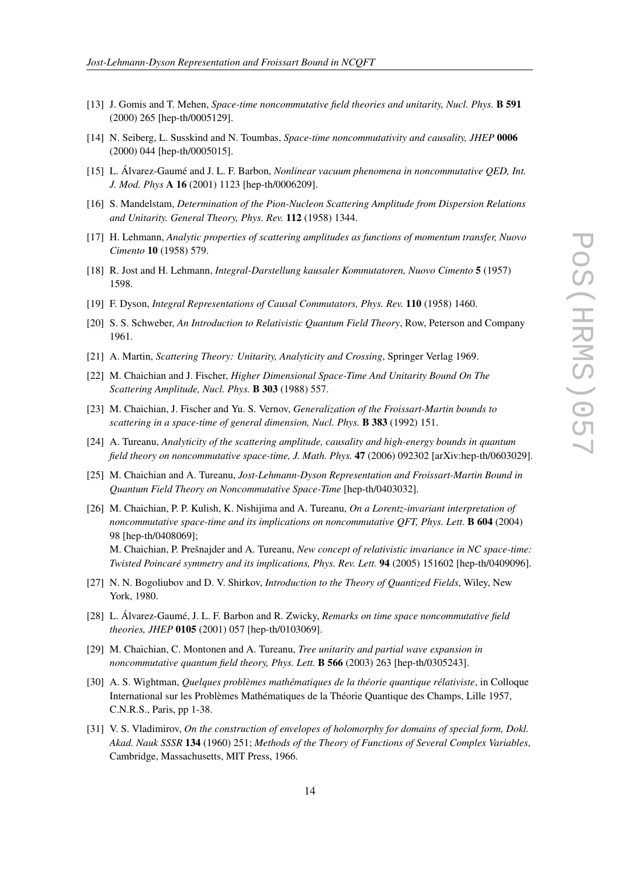[13] J. Gomis and T. Mehen, *Space-time noncommutative field theories and unitarity, Nucl. Phys.* **B 591** (2000) 265 [hep-th/0005129].

[14] N. Seiberg, L. Susskind and N. Toumbas, *Space-time noncommutativity and causality, JHEP* **0006** (2000) 044 [hep-th/0005015].

[15] L. Álvarez-Gaumé and J. L. F. Barbon, *Nonlinear vacuum phenomena in noncommutative QED, Int. J. Mod. Phys* **A 16** (2001) 1123 [hep-th/0006209].

[16] S. Mandelstam, *Determination of the Pion-Nucleon Scattering Amplitude from Dispersion Relations and Unitarity. General Theory, Phys. Rev.* **112** (1958) 1344.

[17] H. Lehmann, *Analytic properties of scattering amplitudes as functions of momentum transfer, Nuovo Cimento* **10** (1958) 579.

[18] R. Jost and H. Lehmann, *Integral-Darstellung kausaler Kommutatoren, Nuovo Cimento* **5** (1957) 1598.

[19] F. Dyson, *Integral Representations of Causal Commutators, Phys. Rev.* **110** (1958) 1460.

[20] S. S. Schweber, *An Introduction to Relativistic Quantum Field Theory*, Row, Peterson and Company 1961.

[21] A. Martin, *Scattering Theory: Unitarity, Analyticity and Crossing*, Springer Verlag 1969.

[22] M. Chaichian and J. Fischer, *Higher Dimensional Space-Time And Unitarity Bound On The Scattering Amplitude, Nucl. Phys.* **B 303** (1988) 557.

[23] M. Chaichian, J. Fischer and Yu. S. Vernov, *Generalization of the Froissart-Martin bounds to scattering in a space-time of general dimension, Nucl. Phys.* **B 383** (1992) 151.

[24] A. Tureanu, *Analyticity of the scattering amplitude, causality and high-energy bounds in quantum field theory on noncommutative space-time, J. Math. Phys.* **47** (2006) 092302 [arXiv:hep-th/0603029].

[25] M. Chaichian and A. Tureanu, *Jost-Lehmann-Dyson Representation and Froissart-Martin Bound in Quantum Field Theory on Noncommutative Space-Time* [hep-th/0403032].

[26] M. Chaichian, P. P. Kulish, K. Nishijima and A. Tureanu, *On a Lorentz-invariant interpretation of noncommutative space-time and its implications on noncommutative QFT, Phys. Lett.* **B 604** (2004) 98 [hep-th/0408069];
M. Chaichian, P. Prešnajder and A. Tureanu, *New concept of relativistic invariance in NC space-time: Twisted Poincaré symmetry and its implications, Phys. Rev. Lett.* **94** (2005) 151602 [hep-th/0409096].

[27] N. N. Bogoliubov and D. V. Shirkov, *Introduction to the Theory of Quantized Fields*, Wiley, New York, 1980.

[28] L. Álvarez-Gaumé, J. L. F. Barbon and R. Zwicky, *Remarks on time space noncommutative field theories, JHEP* **0105** (2001) 057 [hep-th/0103069].

[29] M. Chaichian, C. Montonen and A. Tureanu, *Tree unitarity and partial wave expansion in noncommutative quantum field theory, Phys. Lett.* **B 566** (2003) 263 [hep-th/0305243].

[30] A. S. Wightman, *Quelques problèmes mathématiques de la théorie quantique rélativiste*, in Colloque International sur les Problèmes Mathématiques de la Théorie Quantique des Champs, Lille 1957, C.N.R.S., Paris, pp 1-38.

[31] V. S. Vladimirov, *On the construction of envelopes of holomorphy for domains of special form, Dokl. Akad. Nauk SSSR* **134** (1960) 251; *Methods of the Theory of Functions of Several Complex Variables*, Cambridge, Massachusetts, MIT Press, 1966.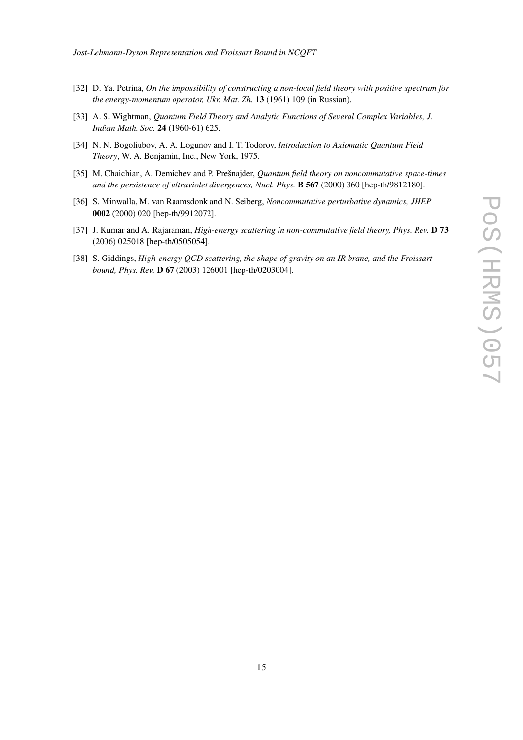[32] D. Ya. Petrina, *On the impossibility of constructing a non-local field theory with positive spectrum for the energy-momentum operator, Ukr. Mat. Zh.* **13** (1961) 109 (in Russian).

[33] A. S. Wightman, *Quantum Field Theory and Analytic Functions of Several Complex Variables, J. Indian Math. Soc.* **24** (1960-61) 625.

[34] N. N. Bogoliubov, A. A. Logunov and I. T. Todorov, *Introduction to Axiomatic Quantum Field Theory*, W. A. Benjamin, Inc., New York, 1975.

[35] M. Chaichian, A. Demichev and P. Prešnajder, *Quantum field theory on noncommutative space-times and the persistence of ultraviolet divergences, Nucl. Phys.* **B 567** (2000) 360 [hep-th/9812180].

[36] S. Minwalla, M. van Raamsdonk and N. Seiberg, *Noncommutative perturbative dynamics, JHEP* **0002** (2000) 020 [hep-th/9912072].

[37] J. Kumar and A. Rajaraman, *High-energy scattering in non-commutative field theory, Phys. Rev.* **D 73** (2006) 025018 [hep-th/0505054].

[38] S. Giddings, *High-energy QCD scattering, the shape of gravity on an IR brane, and the Froissart bound, Phys. Rev.* **D 67** (2003) 126001 [hep-th/0203004].